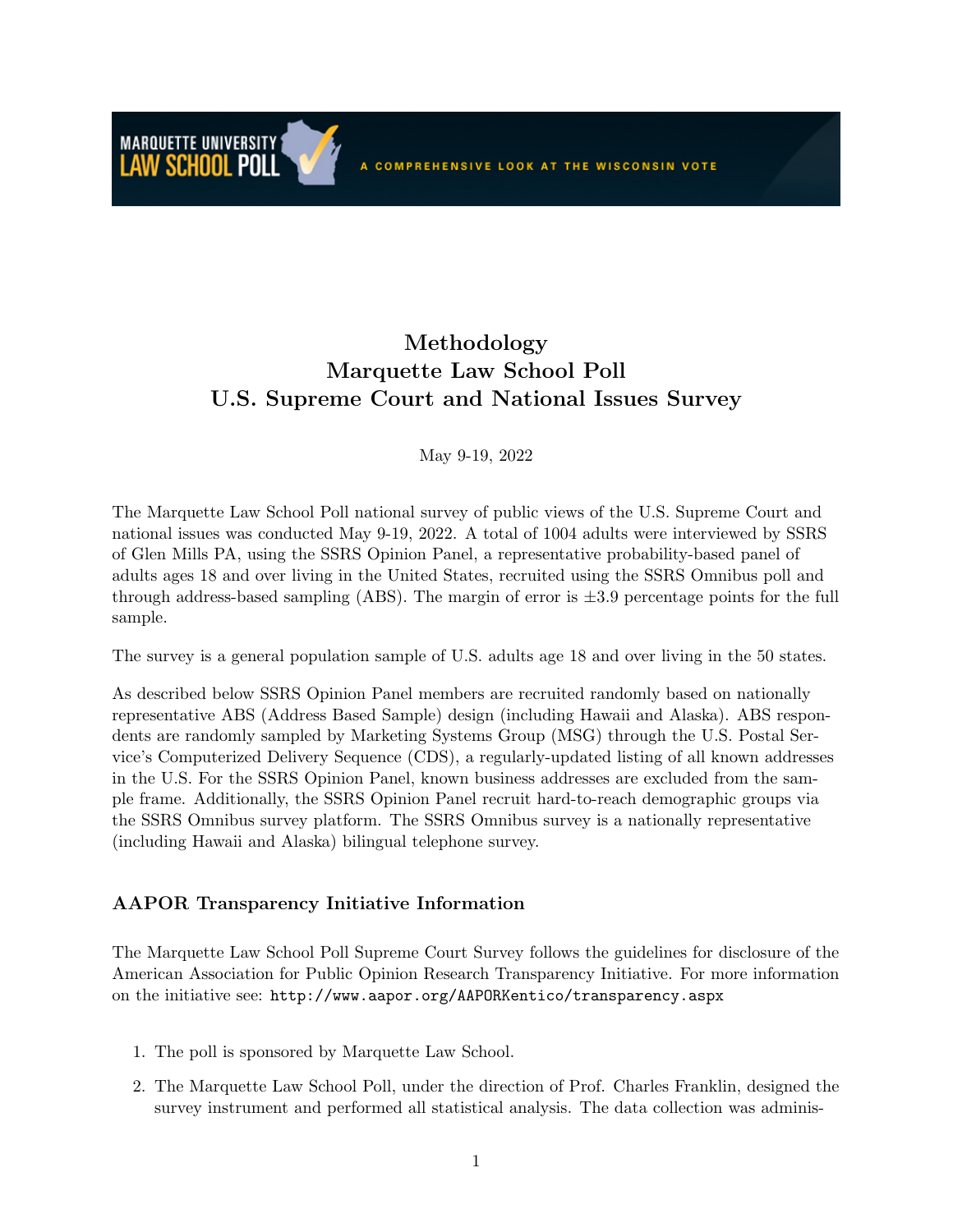MARQUETTE UNIVERSITY LAW SCHOOL POLL — A COMPREHENSIVE LOOK AT THE WISCONSIN VOTE

# Methodology
# Marquette Law School Poll
# U.S. Supreme Court and National Issues Survey

May 9-19, 2022

The Marquette Law School Poll national survey of public views of the U.S. Supreme Court and national issues was conducted May 9-19, 2022. A total of 1004 adults were interviewed by SSRS of Glen Mills PA, using the SSRS Opinion Panel, a representative probability-based panel of adults ages 18 and over living in the United States, recruited using the SSRS Omnibus poll and through address-based sampling (ABS). The margin of error is ±3.9 percentage points for the full sample.

The survey is a general population sample of U.S. adults age 18 and over living in the 50 states.

As described below SSRS Opinion Panel members are recruited randomly based on nationally representative ABS (Address Based Sample) design (including Hawaii and Alaska). ABS respondents are randomly sampled by Marketing Systems Group (MSG) through the U.S. Postal Service's Computerized Delivery Sequence (CDS), a regularly-updated listing of all known addresses in the U.S. For the SSRS Opinion Panel, known business addresses are excluded from the sample frame. Additionally, the SSRS Opinion Panel recruit hard-to-reach demographic groups via the SSRS Omnibus survey platform. The SSRS Omnibus survey is a nationally representative (including Hawaii and Alaska) bilingual telephone survey.

## AAPOR Transparency Initiative Information

The Marquette Law School Poll Supreme Court Survey follows the guidelines for disclosure of the American Association for Public Opinion Research Transparency Initiative. For more information on the initiative see: `http://www.aapor.org/AAPORKentico/transparency.aspx`

1. The poll is sponsored by Marquette Law School.
2. The Marquette Law School Poll, under the direction of Prof. Charles Franklin, designed the survey instrument and performed all statistical analysis. The data collection was adminis-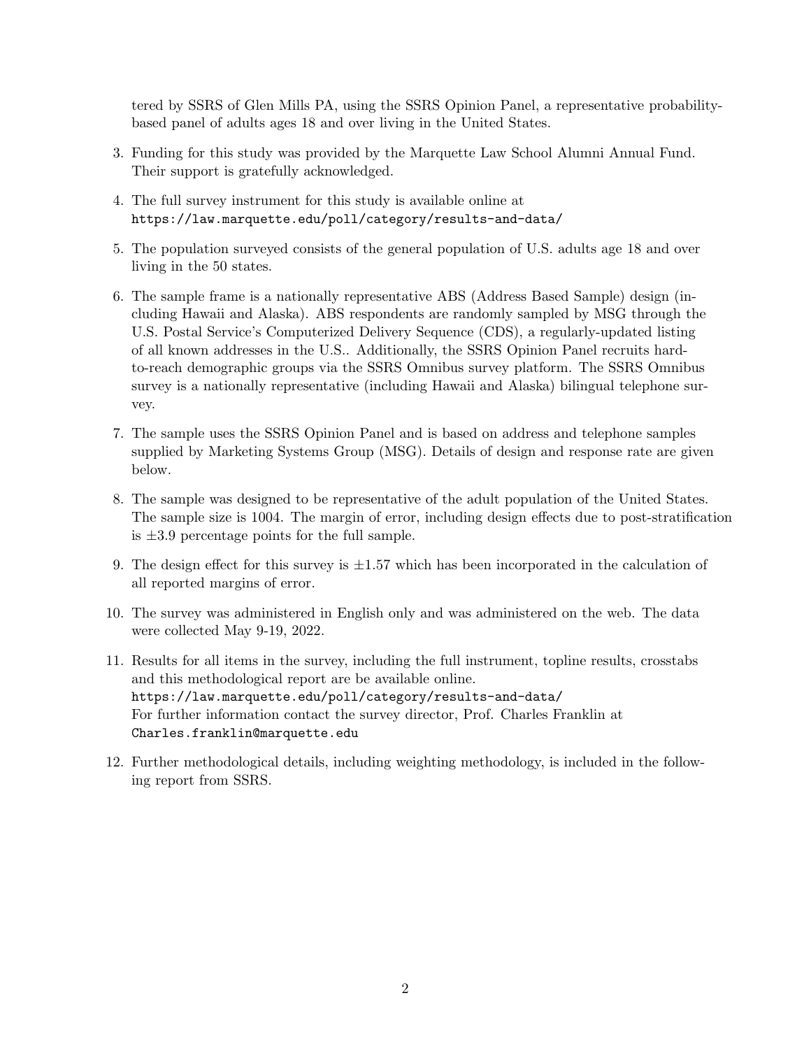tered by SSRS of Glen Mills PA, using the SSRS Opinion Panel, a representative probability-based panel of adults ages 18 and over living in the United States.

3. Funding for this study was provided by the Marquette Law School Alumni Annual Fund. Their support is gratefully acknowledged.

4. The full survey instrument for this study is available online at
`https://law.marquette.edu/poll/category/results-and-data/`

5. The population surveyed consists of the general population of U.S. adults age 18 and over living in the 50 states.

6. The sample frame is a nationally representative ABS (Address Based Sample) design (including Hawaii and Alaska). ABS respondents are randomly sampled by MSG through the U.S. Postal Service's Computerized Delivery Sequence (CDS), a regularly-updated listing of all known addresses in the U.S.. Additionally, the SSRS Opinion Panel recruits hard-to-reach demographic groups via the SSRS Omnibus survey platform. The SSRS Omnibus survey is a nationally representative (including Hawaii and Alaska) bilingual telephone survey.

7. The sample uses the SSRS Opinion Panel and is based on address and telephone samples supplied by Marketing Systems Group (MSG). Details of design and response rate are given below.

8. The sample was designed to be representative of the adult population of the United States. The sample size is 1004. The margin of error, including design effects due to post-stratification is $\pm 3.9$ percentage points for the full sample.

9. The design effect for this survey is $\pm 1.57$ which has been incorporated in the calculation of all reported margins of error.

10. The survey was administered in English only and was administered on the web. The data were collected May 9-19, 2022.

11. Results for all items in the survey, including the full instrument, topline results, crosstabs and this methodological report are be available online.
`https://law.marquette.edu/poll/category/results-and-data/`
For further information contact the survey director, Prof. Charles Franklin at
`Charles.franklin@marquette.edu`

12. Further methodological details, including weighting methodology, is included in the following report from SSRS.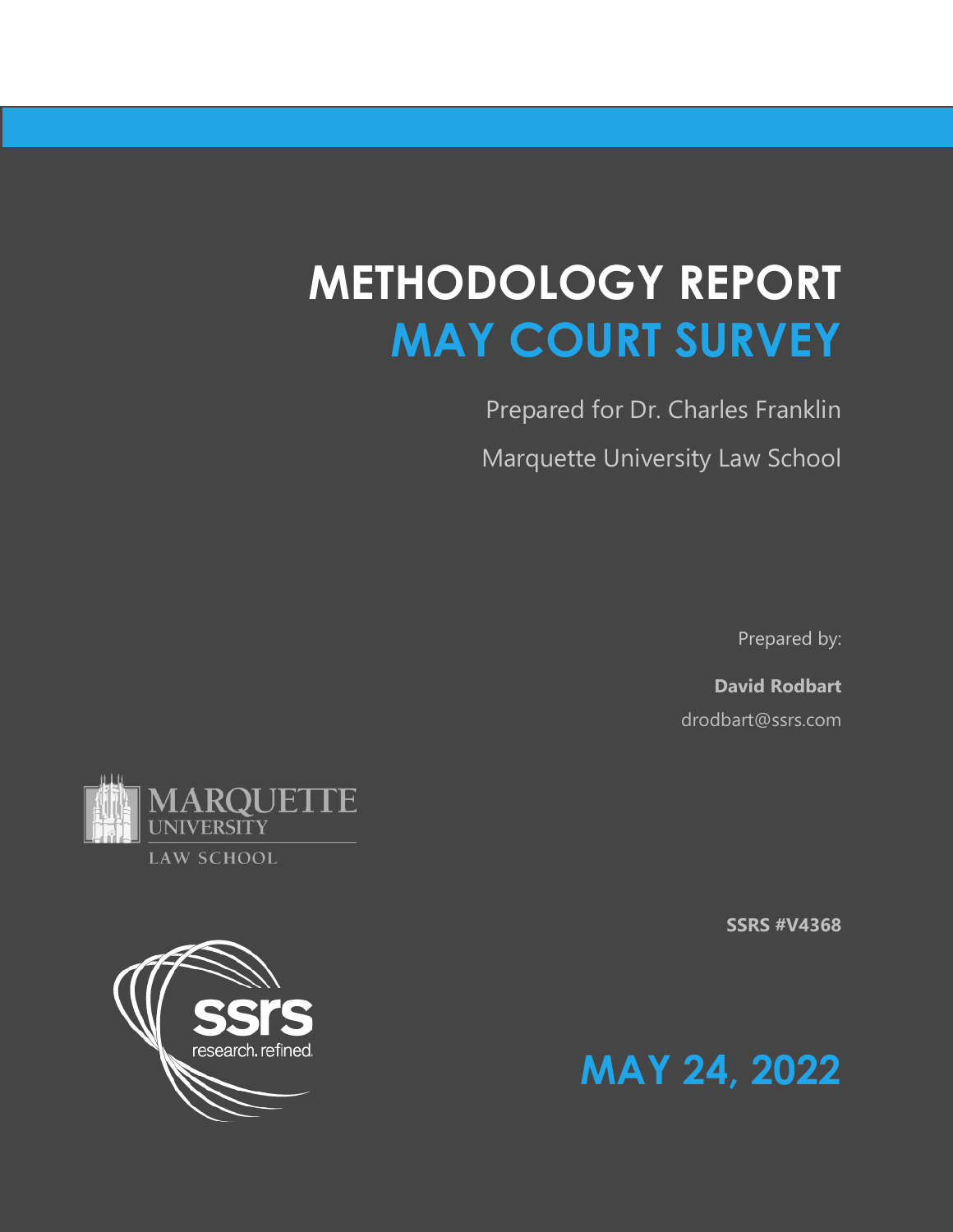# METHODOLOGY REPORT
# MAY COURT SURVEY

Prepared for Dr. Charles Franklin

Marquette University Law School

Prepared by:

**David Rodbart**

drodbart@ssrs.com

MARQUETTE UNIVERSITY LAW SCHOOL

**SSRS #V4368**

ssrs research. refined.

## MAY 24, 2022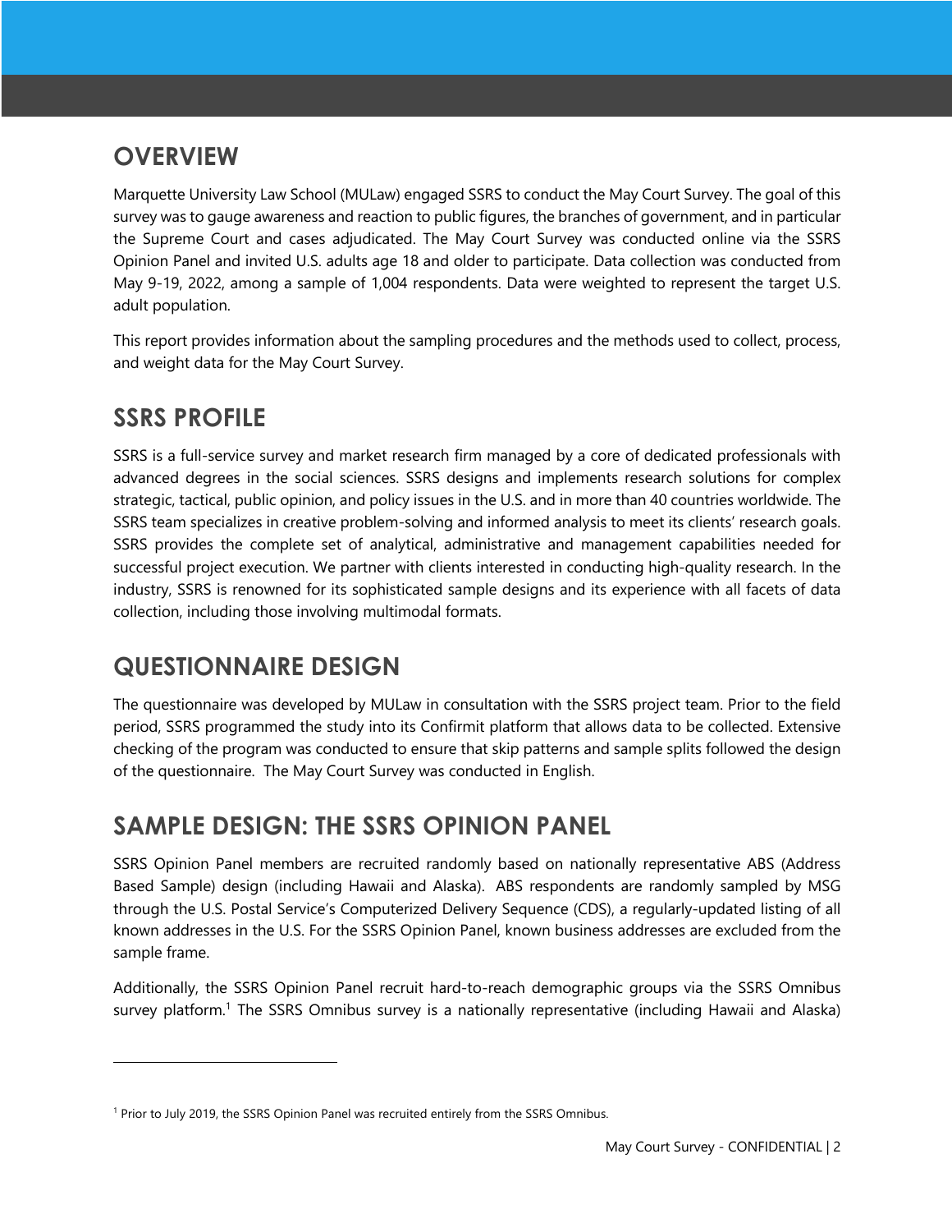## OVERVIEW

Marquette University Law School (MULaw) engaged SSRS to conduct the May Court Survey. The goal of this survey was to gauge awareness and reaction to public figures, the branches of government, and in particular the Supreme Court and cases adjudicated. The May Court Survey was conducted online via the SSRS Opinion Panel and invited U.S. adults age 18 and older to participate. Data collection was conducted from May 9-19, 2022, among a sample of 1,004 respondents. Data were weighted to represent the target U.S. adult population.

This report provides information about the sampling procedures and the methods used to collect, process, and weight data for the May Court Survey.

## SSRS PROFILE

SSRS is a full-service survey and market research firm managed by a core of dedicated professionals with advanced degrees in the social sciences. SSRS designs and implements research solutions for complex strategic, tactical, public opinion, and policy issues in the U.S. and in more than 40 countries worldwide. The SSRS team specializes in creative problem-solving and informed analysis to meet its clients' research goals. SSRS provides the complete set of analytical, administrative and management capabilities needed for successful project execution. We partner with clients interested in conducting high-quality research. In the industry, SSRS is renowned for its sophisticated sample designs and its experience with all facets of data collection, including those involving multimodal formats.

## QUESTIONNAIRE DESIGN

The questionnaire was developed by MULaw in consultation with the SSRS project team. Prior to the field period, SSRS programmed the study into its Confirmit platform that allows data to be collected. Extensive checking of the program was conducted to ensure that skip patterns and sample splits followed the design of the questionnaire. The May Court Survey was conducted in English.

## SAMPLE DESIGN: THE SSRS OPINION PANEL

SSRS Opinion Panel members are recruited randomly based on nationally representative ABS (Address Based Sample) design (including Hawaii and Alaska). ABS respondents are randomly sampled by MSG through the U.S. Postal Service's Computerized Delivery Sequence (CDS), a regularly-updated listing of all known addresses in the U.S. For the SSRS Opinion Panel, known business addresses are excluded from the sample frame.

Additionally, the SSRS Opinion Panel recruit hard-to-reach demographic groups via the SSRS Omnibus survey platform.[1] The SSRS Omnibus survey is a nationally representative (including Hawaii and Alaska)

[1] Prior to July 2019, the SSRS Opinion Panel was recruited entirely from the SSRS Omnibus.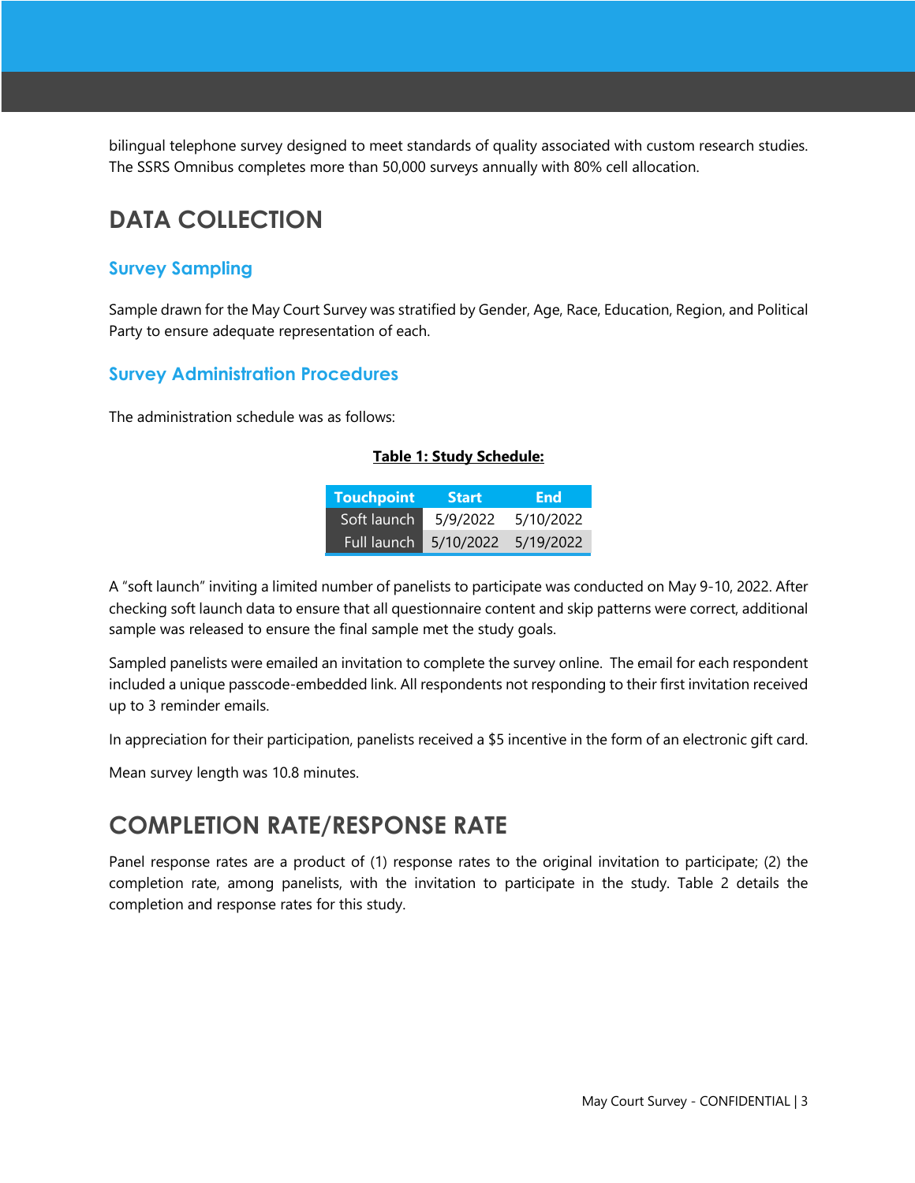bilingual telephone survey designed to meet standards of quality associated with custom research studies. The SSRS Omnibus completes more than 50,000 surveys annually with 80% cell allocation.

# DATA COLLECTION

## Survey Sampling

Sample drawn for the May Court Survey was stratified by Gender, Age, Race, Education, Region, and Political Party to ensure adequate representation of each.

## Survey Administration Procedures

The administration schedule was as follows:

**Table 1: Study Schedule:**

| Touchpoint | Start | End |
| --- | --- | --- |
| Soft launch | 5/9/2022 | 5/10/2022 |
| Full launch | 5/10/2022 | 5/19/2022 |

A "soft launch" inviting a limited number of panelists to participate was conducted on May 9-10, 2022. After checking soft launch data to ensure that all questionnaire content and skip patterns were correct, additional sample was released to ensure the final sample met the study goals.

Sampled panelists were emailed an invitation to complete the survey online. The email for each respondent included a unique passcode-embedded link. All respondents not responding to their first invitation received up to 3 reminder emails.

In appreciation for their participation, panelists received a $5 incentive in the form of an electronic gift card.

Mean survey length was 10.8 minutes.

# COMPLETION RATE/RESPONSE RATE

Panel response rates are a product of (1) response rates to the original invitation to participate; (2) the completion rate, among panelists, with the invitation to participate in the study. Table 2 details the completion and response rates for this study.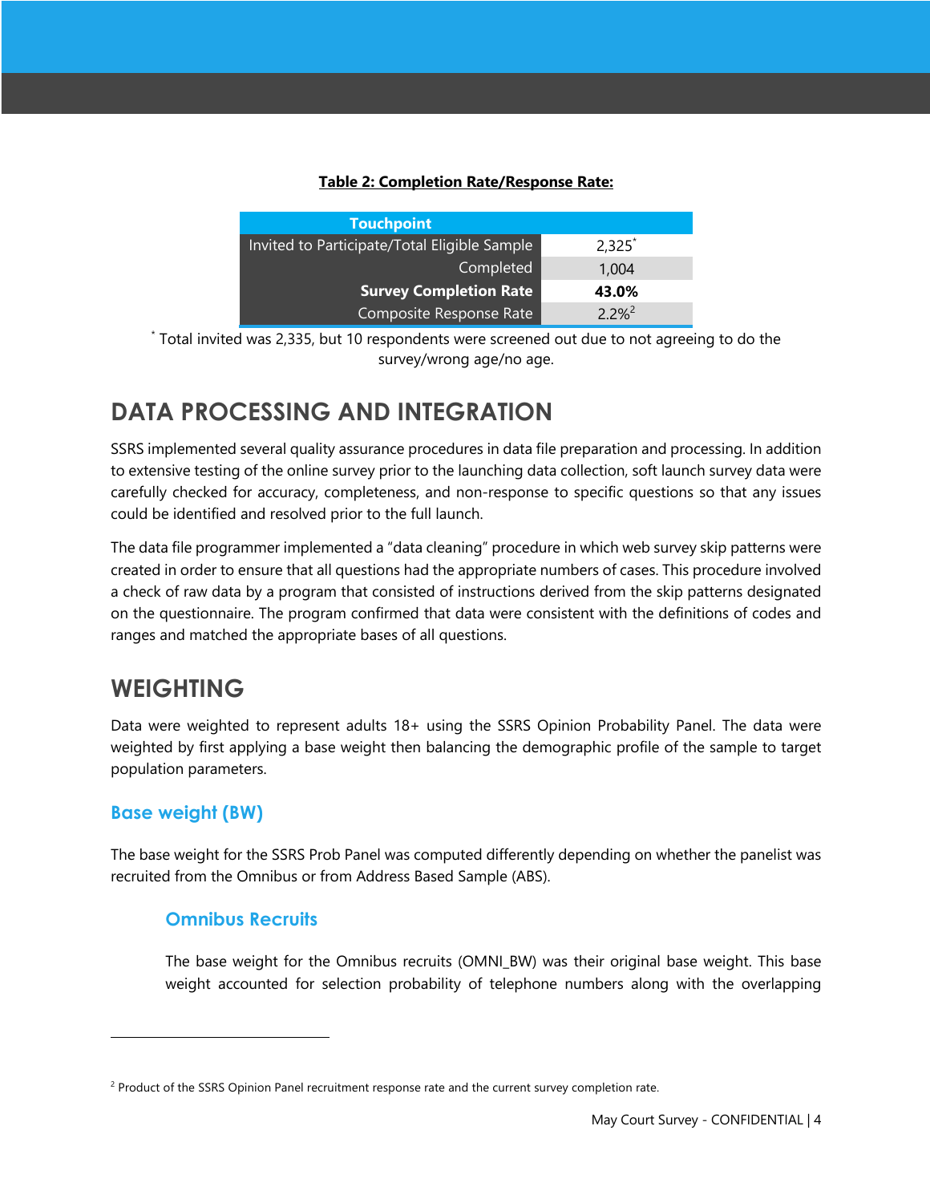**Table 2: Completion Rate/Response Rate:**

| Touchpoint | |
|---|---|
| Invited to Participate/Total Eligible Sample | 2,325* |
| Completed | 1,004 |
| **Survey Completion Rate** | **43.0%** |
| Composite Response Rate | 2.2%[2] |

* Total invited was 2,335, but 10 respondents were screened out due to not agreeing to do the survey/wrong age/no age.

## DATA PROCESSING AND INTEGRATION

SSRS implemented several quality assurance procedures in data file preparation and processing. In addition to extensive testing of the online survey prior to the launching data collection, soft launch survey data were carefully checked for accuracy, completeness, and non-response to specific questions so that any issues could be identified and resolved prior to the full launch.

The data file programmer implemented a "data cleaning" procedure in which web survey skip patterns were created in order to ensure that all questions had the appropriate numbers of cases. This procedure involved a check of raw data by a program that consisted of instructions derived from the skip patterns designated on the questionnaire. The program confirmed that data were consistent with the definitions of codes and ranges and matched the appropriate bases of all questions.

## WEIGHTING

Data were weighted to represent adults 18+ using the SSRS Opinion Probability Panel. The data were weighted by first applying a base weight then balancing the demographic profile of the sample to target population parameters.

### Base weight (BW)

The base weight for the SSRS Prob Panel was computed differently depending on whether the panelist was recruited from the Omnibus or from Address Based Sample (ABS).

#### Omnibus Recruits

The base weight for the Omnibus recruits (OMNI_BW) was their original base weight. This base weight accounted for selection probability of telephone numbers along with the overlapping

[2] Product of the SSRS Opinion Panel recruitment response rate and the current survey completion rate.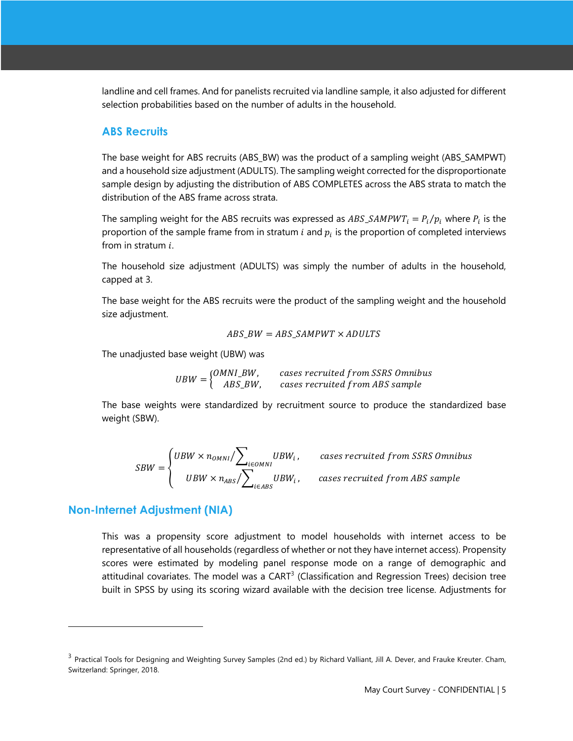landline and cell frames. And for panelists recruited via landline sample, it also adjusted for different selection probabilities based on the number of adults in the household.

### ABS Recruits

The base weight for ABS recruits (ABS_BW) was the product of a sampling weight (ABS_SAMPWT) and a household size adjustment (ADULTS). The sampling weight corrected for the disproportionate sample design by adjusting the distribution of ABS COMPLETES across the ABS strata to match the distribution of the ABS frame across strata.

The sampling weight for the ABS recruits was expressed as $ABS\_SAMPWT_i = P_i / p_i$ where $P_i$ is the proportion of the sample frame from in stratum $i$ and $p_i$ is the proportion of completed interviews from in stratum $i$.

The household size adjustment (ADULTS) was simply the number of adults in the household, capped at 3.

The base weight for the ABS recruits were the product of the sampling weight and the household size adjustment.

$$ABS\_BW = ABS\_SAMPWT \times ADULTS$$

The unadjusted base weight (UBW) was

$$UBW = \begin{cases} OMNI\_BW, & \text{cases recruited from SSRS Omnibus} \\ ABS\_BW, & \text{cases recruited from ABS sample} \end{cases}$$

The base weights were standardized by recruitment source to produce the standardized base weight (SBW).

$$SBW = \begin{cases} UBW \times n_{OMNI} \Big/ \sum_{i \in OMNI} UBW_i\,, & \text{cases recruited from SSRS Omnibus} \\ UBW \times n_{ABS} \Big/ \sum_{i \in ABS} UBW_i\,, & \text{cases recruited from ABS sample} \end{cases}$$

## Non-Internet Adjustment (NIA)

This was a propensity score adjustment to model households with internet access to be representative of all households (regardless of whether or not they have internet access). Propensity scores were estimated by modeling panel response mode on a range of demographic and attitudinal covariates. The model was a CART[3] (Classification and Regression Trees) decision tree built in SPSS by using its scoring wizard available with the decision tree license. Adjustments for

[3] Practical Tools for Designing and Weighting Survey Samples (2nd ed.) by Richard Valliant, Jill A. Dever, and Frauke Kreuter. Cham, Switzerland: Springer, 2018.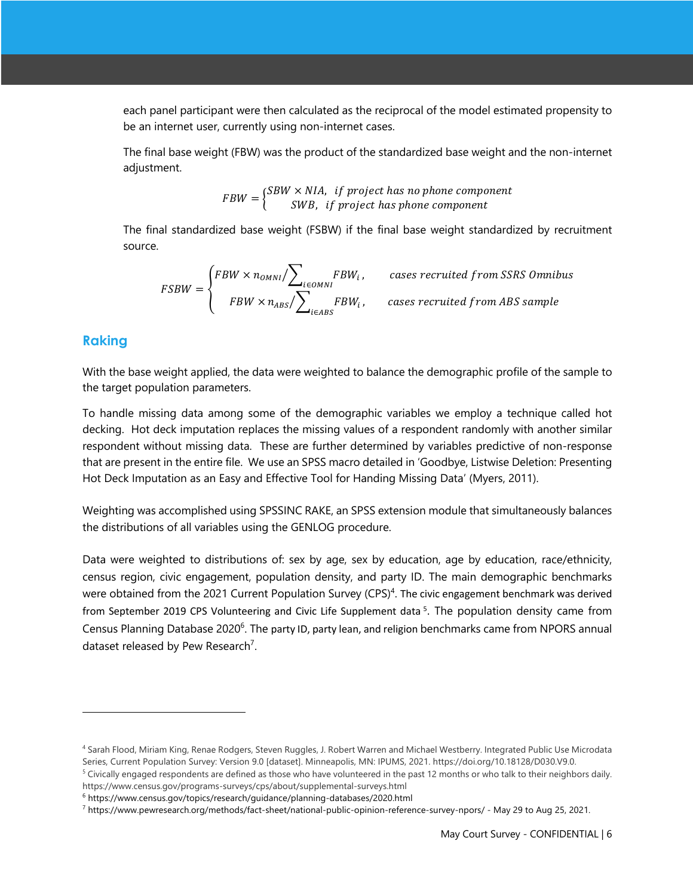each panel participant were then calculated as the reciprocal of the model estimated propensity to be an internet user, currently using non-internet cases.

The final base weight (FBW) was the product of the standardized base weight and the non-internet adjustment.

$$FBW = \begin{cases} SBW \times NIA, & if\ project\ has\ no\ phone\ component \\ SWB, & if\ project\ has\ phone\ component \end{cases}$$

The final standardized base weight (FSBW) if the final base weight standardized by recruitment source.

$$FSBW = \begin{cases} FBW \times n_{OMNI} / \sum_{i \in OMNI} FBW_i, & cases\ recruited\ from\ SSRS\ Omnibus \\ FBW \times n_{ABS} / \sum_{i \in ABS} FBW_i, & cases\ recruited\ from\ ABS\ sample \end{cases}$$

## Raking

With the base weight applied, the data were weighted to balance the demographic profile of the sample to the target population parameters.

To handle missing data among some of the demographic variables we employ a technique called hot decking. Hot deck imputation replaces the missing values of a respondent randomly with another similar respondent without missing data. These are further determined by variables predictive of non-response that are present in the entire file. We use an SPSS macro detailed in 'Goodbye, Listwise Deletion: Presenting Hot Deck Imputation as an Easy and Effective Tool for Handing Missing Data' (Myers, 2011).

Weighting was accomplished using SPSSINC RAKE, an SPSS extension module that simultaneously balances the distributions of all variables using the GENLOG procedure.

Data were weighted to distributions of: sex by age, sex by education, age by education, race/ethnicity, census region, civic engagement, population density, and party ID. The main demographic benchmarks were obtained from the 2021 Current Population Survey (CPS)[4]. The civic engagement benchmark was derived from September 2019 CPS Volunteering and Civic Life Supplement data [5]. The population density came from Census Planning Database 2020[6]. The party ID, party lean, and religion benchmarks came from NPORS annual dataset released by Pew Research[7].

---

[4] Sarah Flood, Miriam King, Renae Rodgers, Steven Ruggles, J. Robert Warren and Michael Westberry. Integrated Public Use Microdata Series, Current Population Survey: Version 9.0 [dataset]. Minneapolis, MN: IPUMS, 2021. https://doi.org/10.18128/D030.V9.0.

[5] Civically engaged respondents are defined as those who have volunteered in the past 12 months or who talk to their neighbors daily. https://www.census.gov/programs-surveys/cps/about/supplemental-surveys.html

[6] https://www.census.gov/topics/research/guidance/planning-databases/2020.html

[7] https://www.pewresearch.org/methods/fact-sheet/national-public-opinion-reference-survey-npors/ - May 29 to Aug 25, 2021.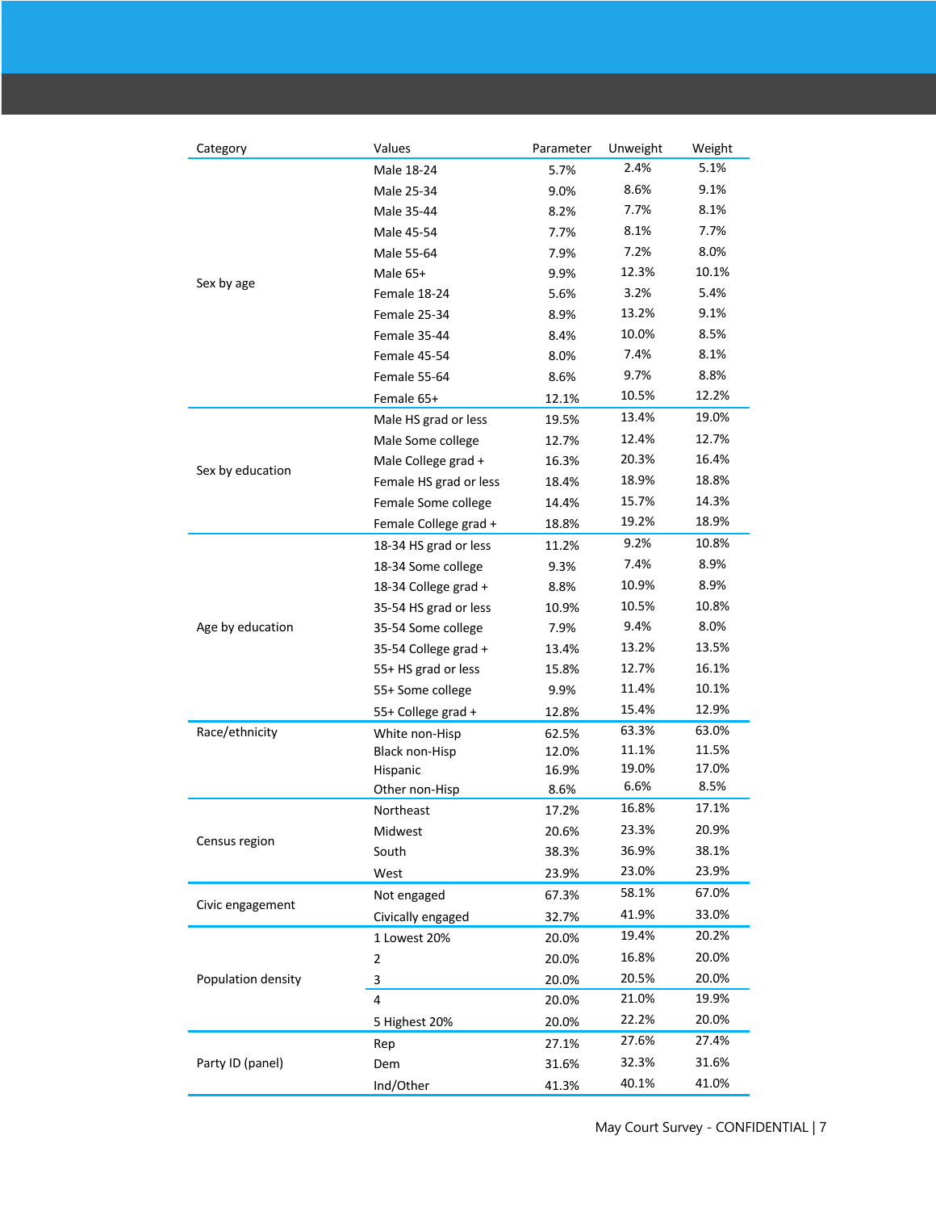| Category | Values | Parameter | Unweight | Weight |
|---|---|---|---|---|
| Sex by age | Male 18-24 | 5.7% | 2.4% | 5.1% |
| | Male 25-34 | 9.0% | 8.6% | 9.1% |
| | Male 35-44 | 8.2% | 7.7% | 8.1% |
| | Male 45-54 | 7.7% | 8.1% | 7.7% |
| | Male 55-64 | 7.9% | 7.2% | 8.0% |
| | Male 65+ | 9.9% | 12.3% | 10.1% |
| | Female 18-24 | 5.6% | 3.2% | 5.4% |
| | Female 25-34 | 8.9% | 13.2% | 9.1% |
| | Female 35-44 | 8.4% | 10.0% | 8.5% |
| | Female 45-54 | 8.0% | 7.4% | 8.1% |
| | Female 55-64 | 8.6% | 9.7% | 8.8% |
| | Female 65+ | 12.1% | 10.5% | 12.2% |
| Sex by education | Male HS grad or less | 19.5% | 13.4% | 19.0% |
| | Male Some college | 12.7% | 12.4% | 12.7% |
| | Male College grad + | 16.3% | 20.3% | 16.4% |
| | Female HS grad or less | 18.4% | 18.9% | 18.8% |
| | Female Some college | 14.4% | 15.7% | 14.3% |
| | Female College grad + | 18.8% | 19.2% | 18.9% |
| Age by education | 18-34 HS grad or less | 11.2% | 9.2% | 10.8% |
| | 18-34 Some college | 9.3% | 7.4% | 8.9% |
| | 18-34 College grad + | 8.8% | 10.9% | 8.9% |
| | 35-54 HS grad or less | 10.9% | 10.5% | 10.8% |
| | 35-54 Some college | 7.9% | 9.4% | 8.0% |
| | 35-54 College grad + | 13.4% | 13.2% | 13.5% |
| | 55+ HS grad or less | 15.8% | 12.7% | 16.1% |
| | 55+ Some college | 9.9% | 11.4% | 10.1% |
| | 55+ College grad + | 12.8% | 15.4% | 12.9% |
| Race/ethnicity | White non-Hisp | 62.5% | 63.3% | 63.0% |
| | Black non-Hisp | 12.0% | 11.1% | 11.5% |
| | Hispanic | 16.9% | 19.0% | 17.0% |
| | Other non-Hisp | 8.6% | 6.6% | 8.5% |
| Census region | Northeast | 17.2% | 16.8% | 17.1% |
| | Midwest | 20.6% | 23.3% | 20.9% |
| | South | 38.3% | 36.9% | 38.1% |
| | West | 23.9% | 23.0% | 23.9% |
| Civic engagement | Not engaged | 67.3% | 58.1% | 67.0% |
| | Civically engaged | 32.7% | 41.9% | 33.0% |
| Population density | 1 Lowest 20% | 20.0% | 19.4% | 20.2% |
| | 2 | 20.0% | 16.8% | 20.0% |
| | 3 | 20.0% | 20.5% | 20.0% |
| | 4 | 20.0% | 21.0% | 19.9% |
| | 5 Highest 20% | 20.0% | 22.2% | 20.0% |
| Party ID (panel) | Rep | 27.1% | 27.6% | 27.4% |
| | Dem | 31.6% | 32.3% | 31.6% |
| | Ind/Other | 41.3% | 40.1% | 41.0% |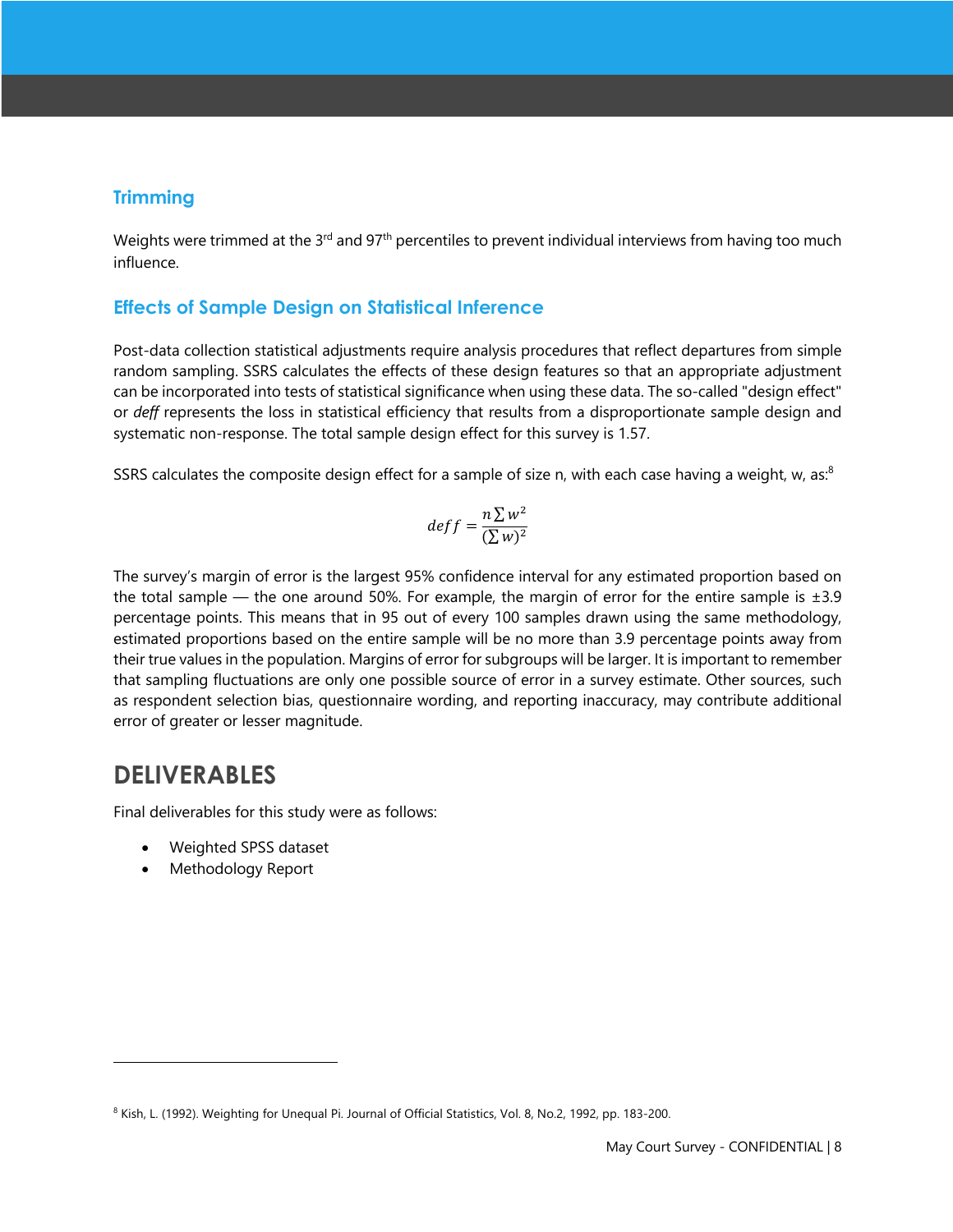### Trimming

Weights were trimmed at the 3rd and 97th percentiles to prevent individual interviews from having too much influence.

### Effects of Sample Design on Statistical Inference

Post-data collection statistical adjustments require analysis procedures that reflect departures from simple random sampling. SSRS calculates the effects of these design features so that an appropriate adjustment can be incorporated into tests of statistical significance when using these data. The so-called "design effect" or *deff* represents the loss in statistical efficiency that results from a disproportionate sample design and systematic non-response. The total sample design effect for this survey is 1.57.

SSRS calculates the composite design effect for a sample of size n, with each case having a weight, w, as:[8]

$$deff = \frac{n \sum w^2}{(\sum w)^2}$$

The survey's margin of error is the largest 95% confidence interval for any estimated proportion based on the total sample — the one around 50%. For example, the margin of error for the entire sample is ±3.9 percentage points. This means that in 95 out of every 100 samples drawn using the same methodology, estimated proportions based on the entire sample will be no more than 3.9 percentage points away from their true values in the population. Margins of error for subgroups will be larger. It is important to remember that sampling fluctuations are only one possible source of error in a survey estimate. Other sources, such as respondent selection bias, questionnaire wording, and reporting inaccuracy, may contribute additional error of greater or lesser magnitude.

## DELIVERABLES

Final deliverables for this study were as follows:

- Weighted SPSS dataset
- Methodology Report

[8] Kish, L. (1992). Weighting for Unequal Pi. Journal of Official Statistics, Vol. 8, No.2, 1992, pp. 183-200.